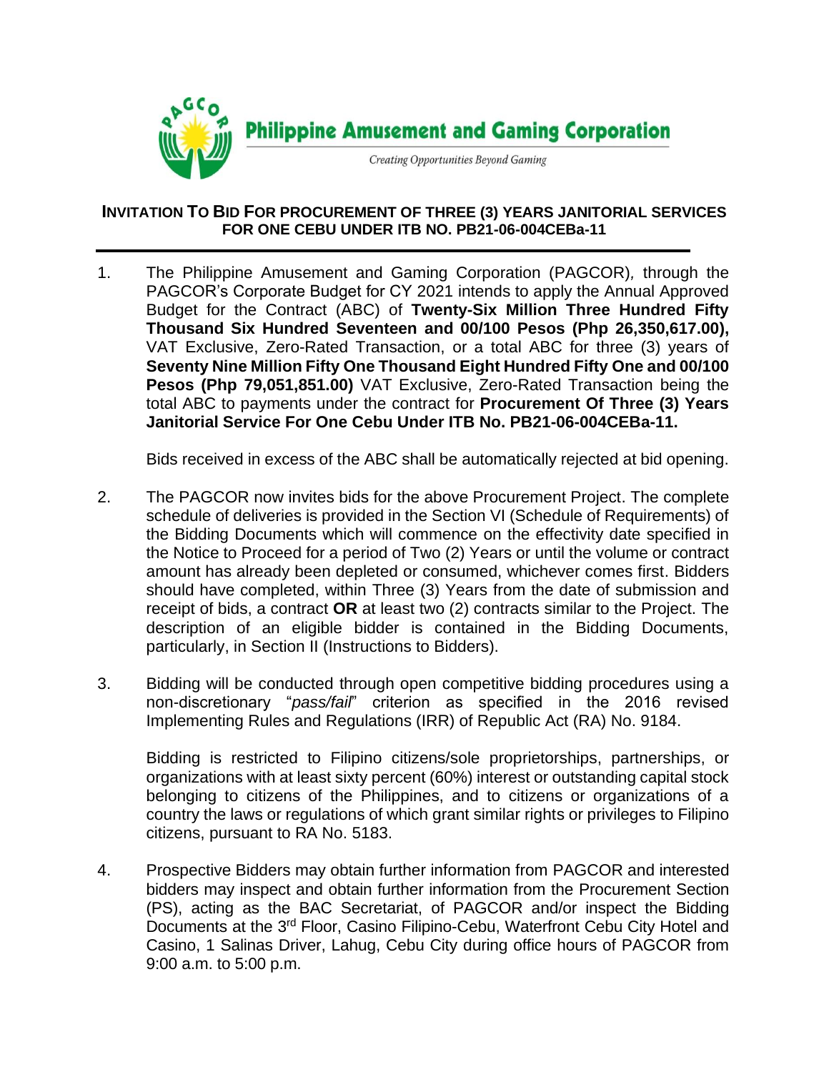**Philippine Amusement and Gaming Corporation**

*Creating Opportunities Beyond Gaming*

## INVITATION TO BID FOR PROCUREMENT OF THREE (3) YEARS JANITORIAL SERVICES FOR ONE CEBU UNDER ITB NO. PB21-06-004CEBa-11

1. The Philippine Amusement and Gaming Corporation (PAGCOR), through the PAGCOR's Corporate Budget for CY 2021 intends to apply the Annual Approved Budget for the Contract (ABC) of **Twenty-Six Million Three Hundred Fifty Thousand Six Hundred Seventeen and 00/100 Pesos (Php 26,350,617.00),** VAT Exclusive, Zero-Rated Transaction, or a total ABC for three (3) years of **Seventy Nine Million Fifty One Thousand Eight Hundred Fifty One and 00/100 Pesos (Php 79,051,851.00)** VAT Exclusive, Zero-Rated Transaction being the total ABC to payments under the contract for **Procurement Of Three (3) Years Janitorial Service For One Cebu Under ITB No. PB21-06-004CEBa-11.**

   Bids received in excess of the ABC shall be automatically rejected at bid opening.

2. The PAGCOR now invites bids for the above Procurement Project. The complete schedule of deliveries is provided in the Section VI (Schedule of Requirements) of the Bidding Documents which will commence on the effectivity date specified in the Notice to Proceed for a period of Two (2) Years or until the volume or contract amount has already been depleted or consumed, whichever comes first. Bidders should have completed, within Three (3) Years from the date of submission and receipt of bids, a contract **OR** at least two (2) contracts similar to the Project. The description of an eligible bidder is contained in the Bidding Documents, particularly, in Section II (Instructions to Bidders).

3. Bidding will be conducted through open competitive bidding procedures using a non-discretionary "*pass/fail*" criterion as specified in the 2016 revised Implementing Rules and Regulations (IRR) of Republic Act (RA) No. 9184.

   Bidding is restricted to Filipino citizens/sole proprietorships, partnerships, or organizations with at least sixty percent (60%) interest or outstanding capital stock belonging to citizens of the Philippines, and to citizens or organizations of a country the laws or regulations of which grant similar rights or privileges to Filipino citizens, pursuant to RA No. 5183.

4. Prospective Bidders may obtain further information from PAGCOR and interested bidders may inspect and obtain further information from the Procurement Section (PS), acting as the BAC Secretariat, of PAGCOR and/or inspect the Bidding Documents at the 3rd Floor, Casino Filipino-Cebu, Waterfront Cebu City Hotel and Casino, 1 Salinas Driver, Lahug, Cebu City during office hours of PAGCOR from 9:00 a.m. to 5:00 p.m.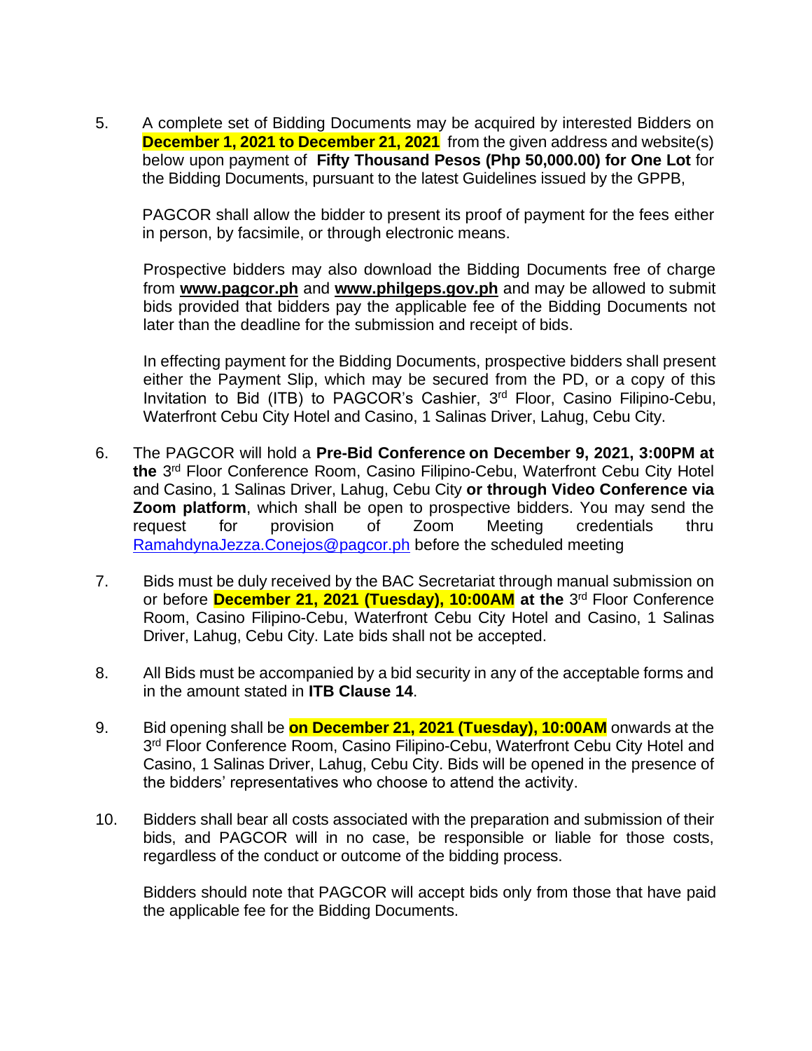5. A complete set of Bidding Documents may be acquired by interested Bidders on **December 1, 2021 to December 21, 2021** from the given address and website(s) below upon payment of **Fifty Thousand Pesos (Php 50,000.00) for One Lot** for the Bidding Documents, pursuant to the latest Guidelines issued by the GPPB,

   PAGCOR shall allow the bidder to present its proof of payment for the fees either in person, by facsimile, or through electronic means.

   Prospective bidders may also download the Bidding Documents free of charge from **www.pagcor.ph** and **www.philgeps.gov.ph** and may be allowed to submit bids provided that bidders pay the applicable fee of the Bidding Documents not later than the deadline for the submission and receipt of bids.

   In effecting payment for the Bidding Documents, prospective bidders shall present either the Payment Slip, which may be secured from the PD, or a copy of this Invitation to Bid (ITB) to PAGCOR's Cashier, 3rd Floor, Casino Filipino-Cebu, Waterfront Cebu City Hotel and Casino, 1 Salinas Driver, Lahug, Cebu City.

6. The PAGCOR will hold a **Pre-Bid Conference on December 9, 2021, 3:00PM at the** 3rd Floor Conference Room, Casino Filipino-Cebu, Waterfront Cebu City Hotel and Casino, 1 Salinas Driver, Lahug, Cebu City **or through Video Conference via Zoom platform**, which shall be open to prospective bidders. You may send the request for provision of Zoom Meeting credentials thru RamahdynaJezza.Conejos@pagcor.ph before the scheduled meeting

7. Bids must be duly received by the BAC Secretariat through manual submission on or before **December 21, 2021 (Tuesday), 10:00AM at the** 3rd Floor Conference Room, Casino Filipino-Cebu, Waterfront Cebu City Hotel and Casino, 1 Salinas Driver, Lahug, Cebu City. Late bids shall not be accepted.

8. All Bids must be accompanied by a bid security in any of the acceptable forms and in the amount stated in **ITB Clause 14**.

9. Bid opening shall be **on December 21, 2021 (Tuesday), 10:00AM** onwards at the 3rd Floor Conference Room, Casino Filipino-Cebu, Waterfront Cebu City Hotel and Casino, 1 Salinas Driver, Lahug, Cebu City. Bids will be opened in the presence of the bidders' representatives who choose to attend the activity.

10. Bidders shall bear all costs associated with the preparation and submission of their bids, and PAGCOR will in no case, be responsible or liable for those costs, regardless of the conduct or outcome of the bidding process.

    Bidders should note that PAGCOR will accept bids only from those that have paid the applicable fee for the Bidding Documents.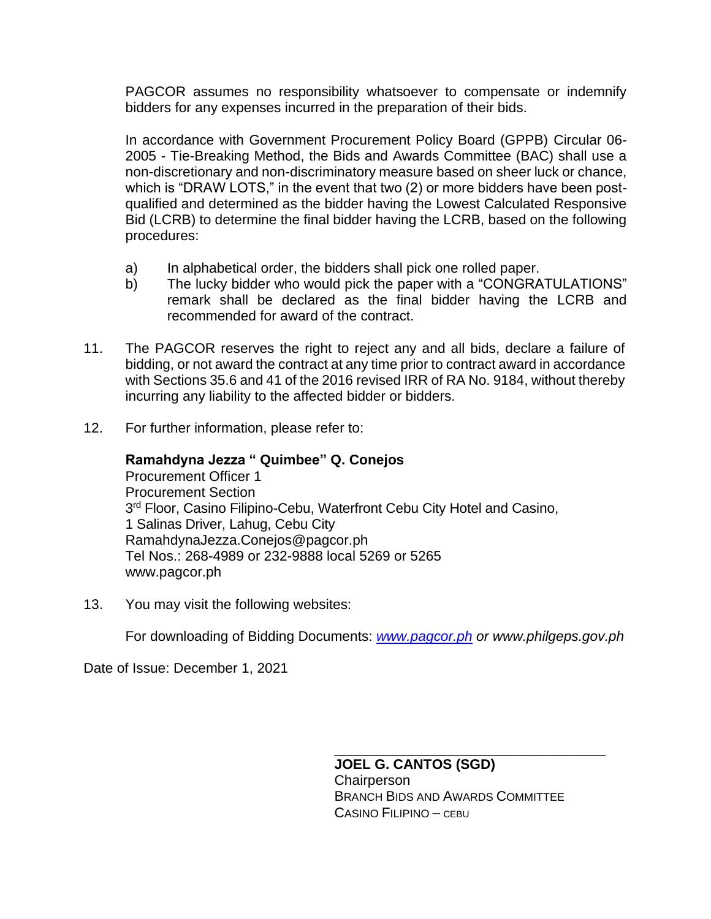PAGCOR assumes no responsibility whatsoever to compensate or indemnify bidders for any expenses incurred in the preparation of their bids.

In accordance with Government Procurement Policy Board (GPPB) Circular 06-2005 - Tie-Breaking Method, the Bids and Awards Committee (BAC) shall use a non-discretionary and non-discriminatory measure based on sheer luck or chance, which is "DRAW LOTS," in the event that two (2) or more bidders have been post-qualified and determined as the bidder having the Lowest Calculated Responsive Bid (LCRB) to determine the final bidder having the LCRB, based on the following procedures:

a) In alphabetical order, the bidders shall pick one rolled paper.
b) The lucky bidder who would pick the paper with a "CONGRATULATIONS" remark shall be declared as the final bidder having the LCRB and recommended for award of the contract.

11. The PAGCOR reserves the right to reject any and all bids, declare a failure of bidding, or not award the contract at any time prior to contract award in accordance with Sections 35.6 and 41 of the 2016 revised IRR of RA No. 9184, without thereby incurring any liability to the affected bidder or bidders.

12. For further information, please refer to:

    **Ramahdyna Jezza " Quimbee" Q. Conejos**
    Procurement Officer 1
    Procurement Section
    3rd Floor, Casino Filipino-Cebu, Waterfront Cebu City Hotel and Casino,
    1 Salinas Driver, Lahug, Cebu City
    RamahdynaJezza.Conejos@pagcor.ph
    Tel Nos.: 268-4989 or 232-9888 local 5269 or 5265
    www.pagcor.ph

13. You may visit the following websites:

    For downloading of Bidding Documents: *www.pagcor.ph or www.philgeps.gov.ph*

Date of Issue: December 1, 2021

**JOEL G. CANTOS (SGD)**
Chairperson
BRANCH BIDS AND AWARDS COMMITTEE
CASINO FILIPINO – CEBU